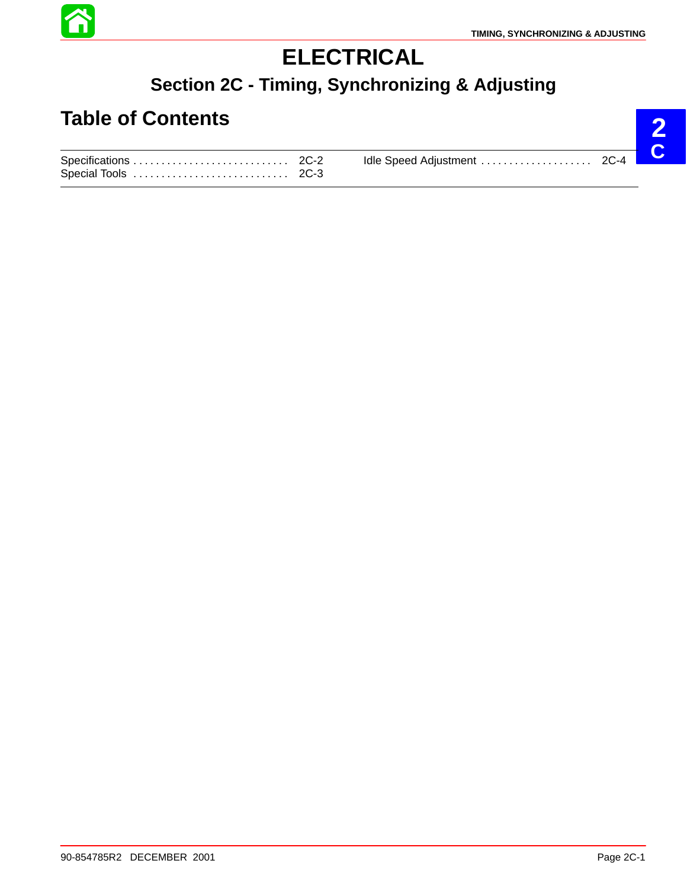# ELECTRICAL

## Section 2C - Timing, Synchronizing & Adjusting

## Table of Contents

| | | | |
|---|---|---|---|
| Specifications | 2C-2 | Idle Speed Adjustment | 2C-4 |
| Special Tools | 2C-3 | | |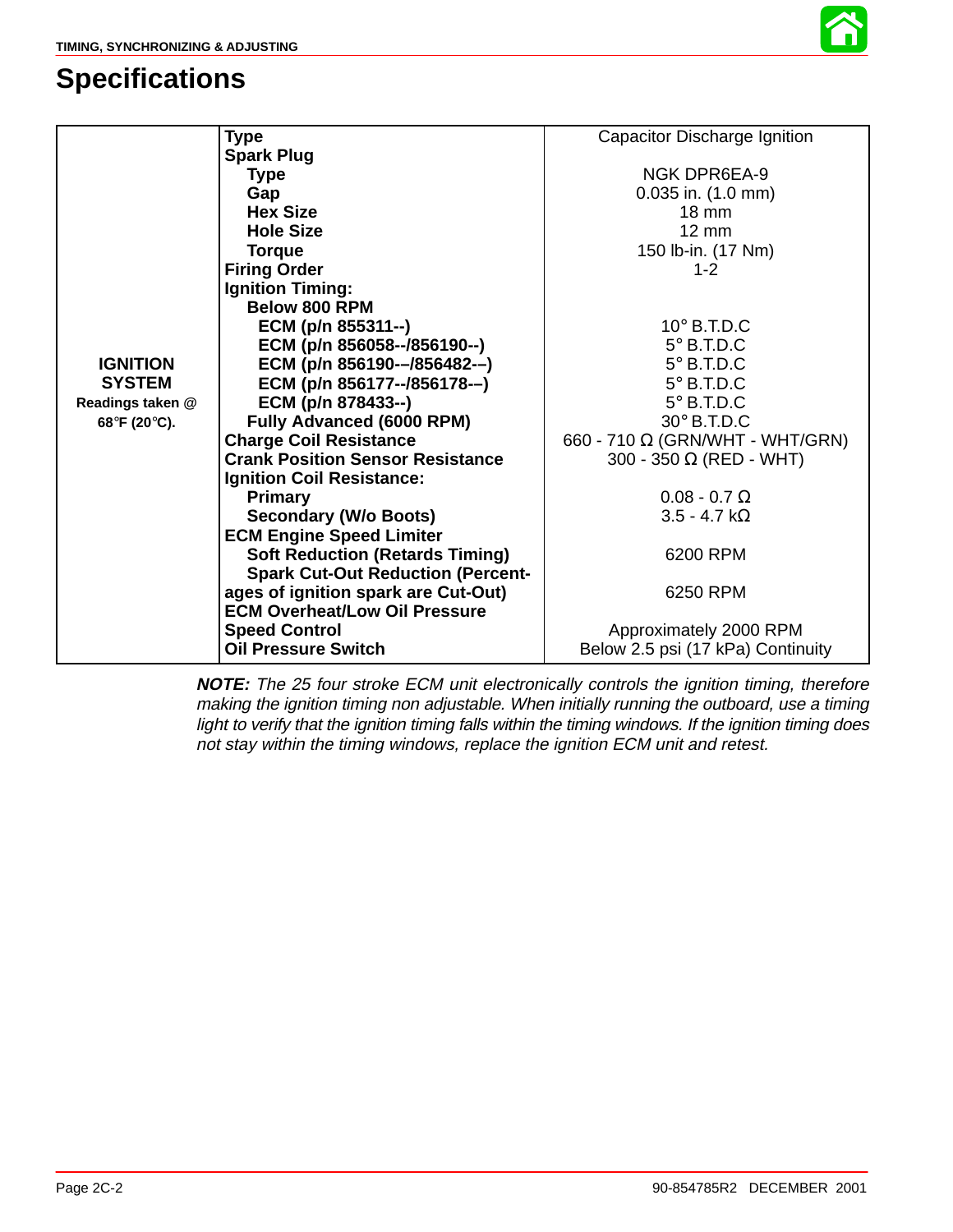# Specifications

| | | |
|---|---|---|
| **IGNITION SYSTEM** Readings taken @ 68°F (20°C). | **Type** | Capacitor Discharge Ignition |
| | **Spark Plug** | |
| | **Type** | NGK DPR6EA-9 |
| | **Gap** | 0.035 in. (1.0 mm) |
| | **Hex Size** | 18 mm |
| | **Hole Size** | 12 mm |
| | **Torque** | 150 lb-in. (17 Nm) |
| | **Firing Order** | 1-2 |
| | **Ignition Timing:** | |
| | **Below 800 RPM** | |
| | **ECM (p/n 855311--)** | 10° B.T.D.C |
| | **ECM (p/n 856058--/856190--)** | 5° B.T.D.C |
| | **ECM (p/n 856190-–/856482-–)** | 5° B.T.D.C |
| | **ECM (p/n 856177--/856178-–)** | 5° B.T.D.C |
| | **ECM (p/n 878433--)** | 5° B.T.D.C |
| | **Fully Advanced (6000 RPM)** | 30° B.T.D.C |
| | **Charge Coil Resistance** | 660 - 710 Ω (GRN/WHT - WHT/GRN) |
| | **Crank Position Sensor Resistance** | 300 - 350 Ω (RED - WHT) |
| | **Ignition Coil Resistance:** | |
| | **Primary** | 0.08 - 0.7 Ω |
| | **Secondary (W/o Boots)** | 3.5 - 4.7 kΩ |
| | **ECM Engine Speed Limiter** | |
| | **Soft Reduction (Retards Timing)** | 6200 RPM |
| | **Spark Cut-Out Reduction (Percentages of ignition spark are Cut-Out)** | 6250 RPM |
| | **ECM Overheat/Low Oil Pressure Speed Control** | Approximately 2000 RPM |
| | **Oil Pressure Switch** | Below 2.5 psi (17 kPa) Continuity |

***NOTE:*** *The 25 four stroke ECM unit electronically controls the ignition timing, therefore making the ignition timing non adjustable. When initially running the outboard, use a timing light to verify that the ignition timing falls within the timing windows. If the ignition timing does not stay within the timing windows, replace the ignition ECM unit and retest.*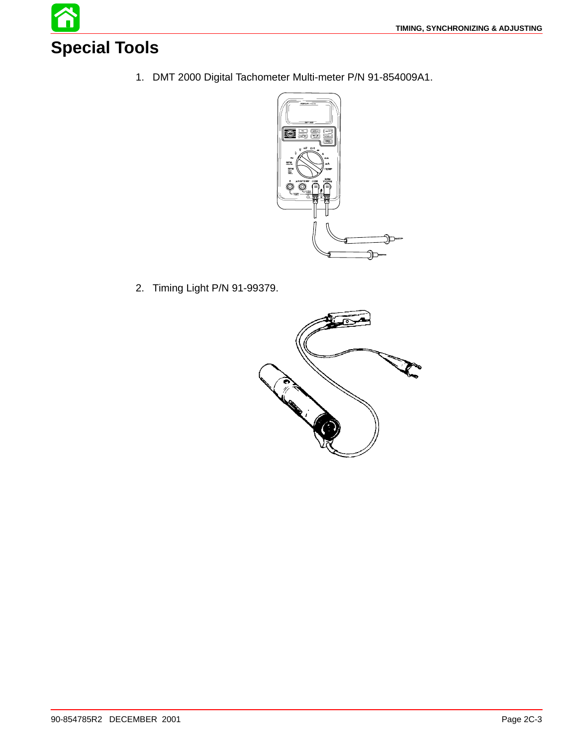# Special Tools

1. DMT 2000 Digital Tachometer Multi-meter P/N 91-854009A1.

2. Timing Light P/N 91-99379.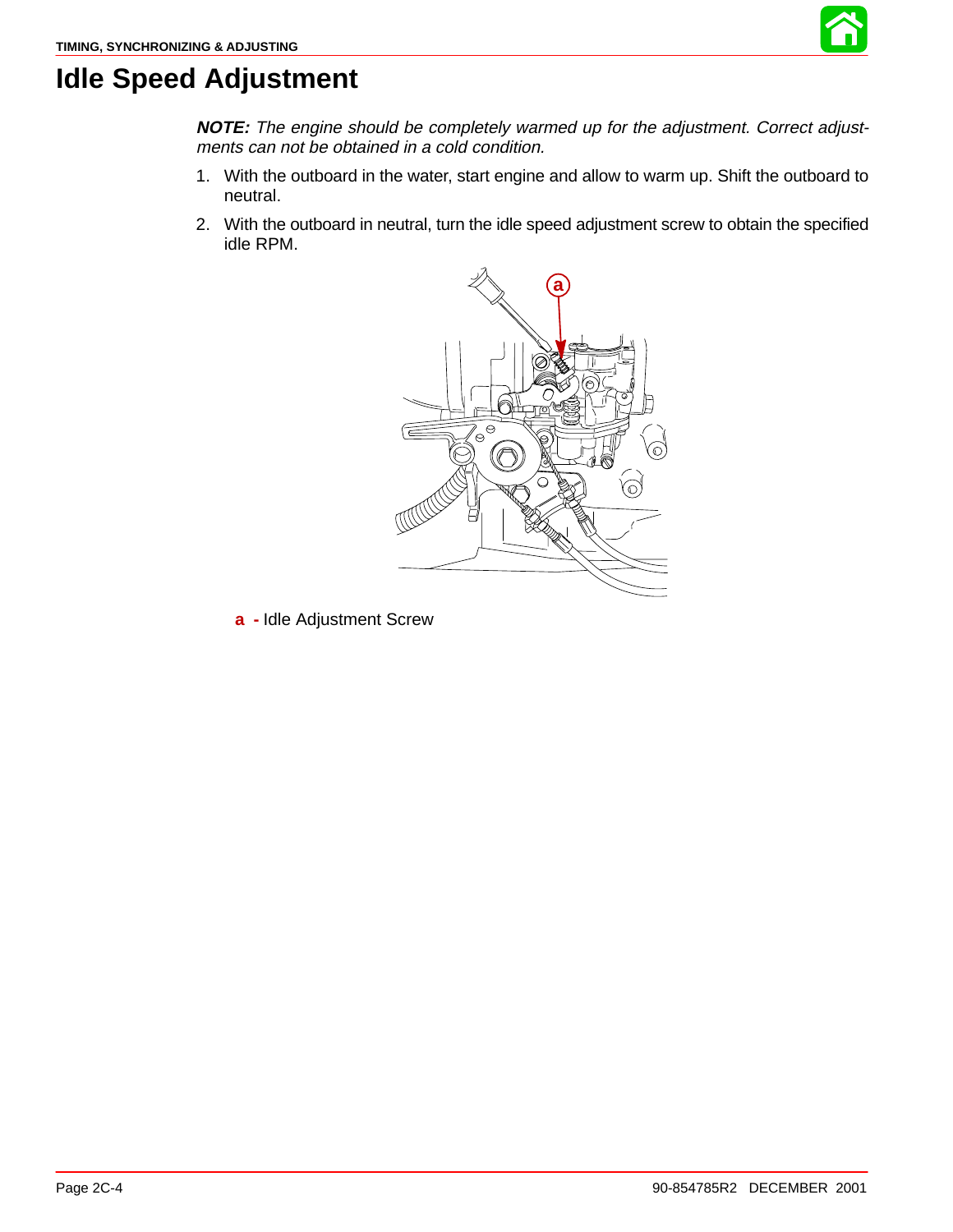# Idle Speed Adjustment

***NOTE:*** *The engine should be completely warmed up for the adjustment. Correct adjustments can not be obtained in a cold condition.*

1. With the outboard in the water, start engine and allow to warm up. Shift the outboard to neutral.
2. With the outboard in neutral, turn the idle speed adjustment screw to obtain the specified idle RPM.

**a -** Idle Adjustment Screw